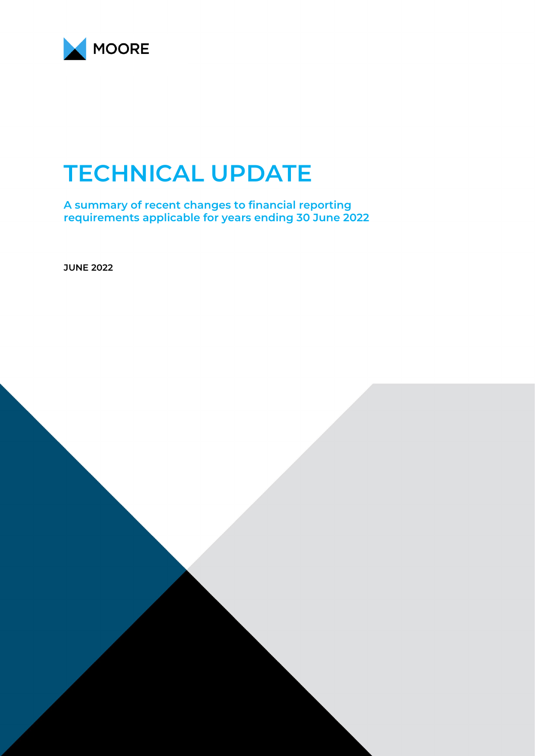MOORE

# TECHNICAL UPDATE

**A summary of recent changes to financial reporting requirements applicable for years ending 30 June 2022**

**JUNE 2022**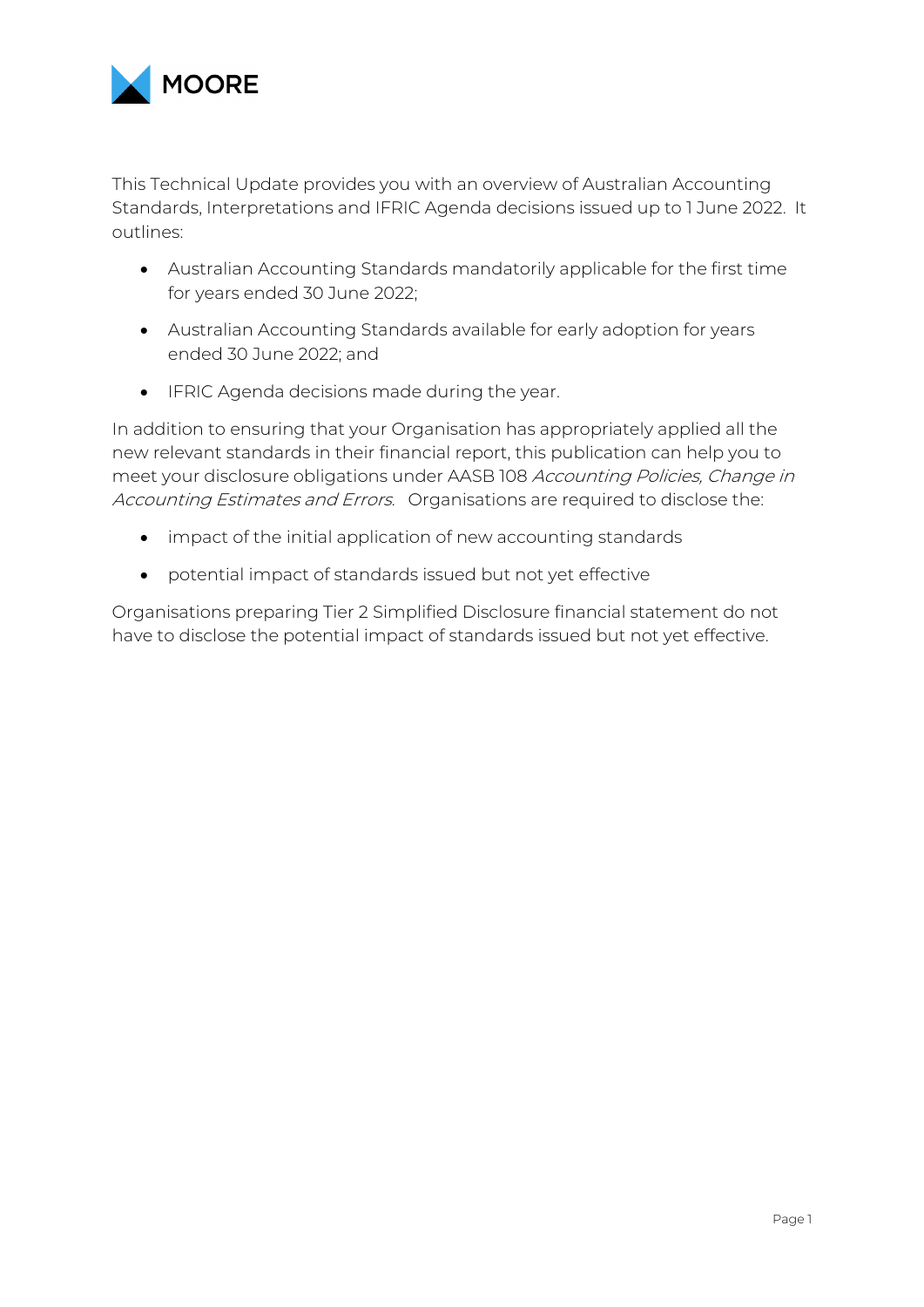This Technical Update provides you with an overview of Australian Accounting Standards, Interpretations and IFRIC Agenda decisions issued up to 1 June 2022. It outlines:

- Australian Accounting Standards mandatorily applicable for the first time for years ended 30 June 2022;
- Australian Accounting Standards available for early adoption for years ended 30 June 2022; and
- IFRIC Agenda decisions made during the year.

In addition to ensuring that your Organisation has appropriately applied all the new relevant standards in their financial report, this publication can help you to meet your disclosure obligations under AASB 108 *Accounting Policies, Change in Accounting Estimates and Errors*. Organisations are required to disclose the:

- impact of the initial application of new accounting standards
- potential impact of standards issued but not yet effective

Organisations preparing Tier 2 Simplified Disclosure financial statement do not have to disclose the potential impact of standards issued but not yet effective.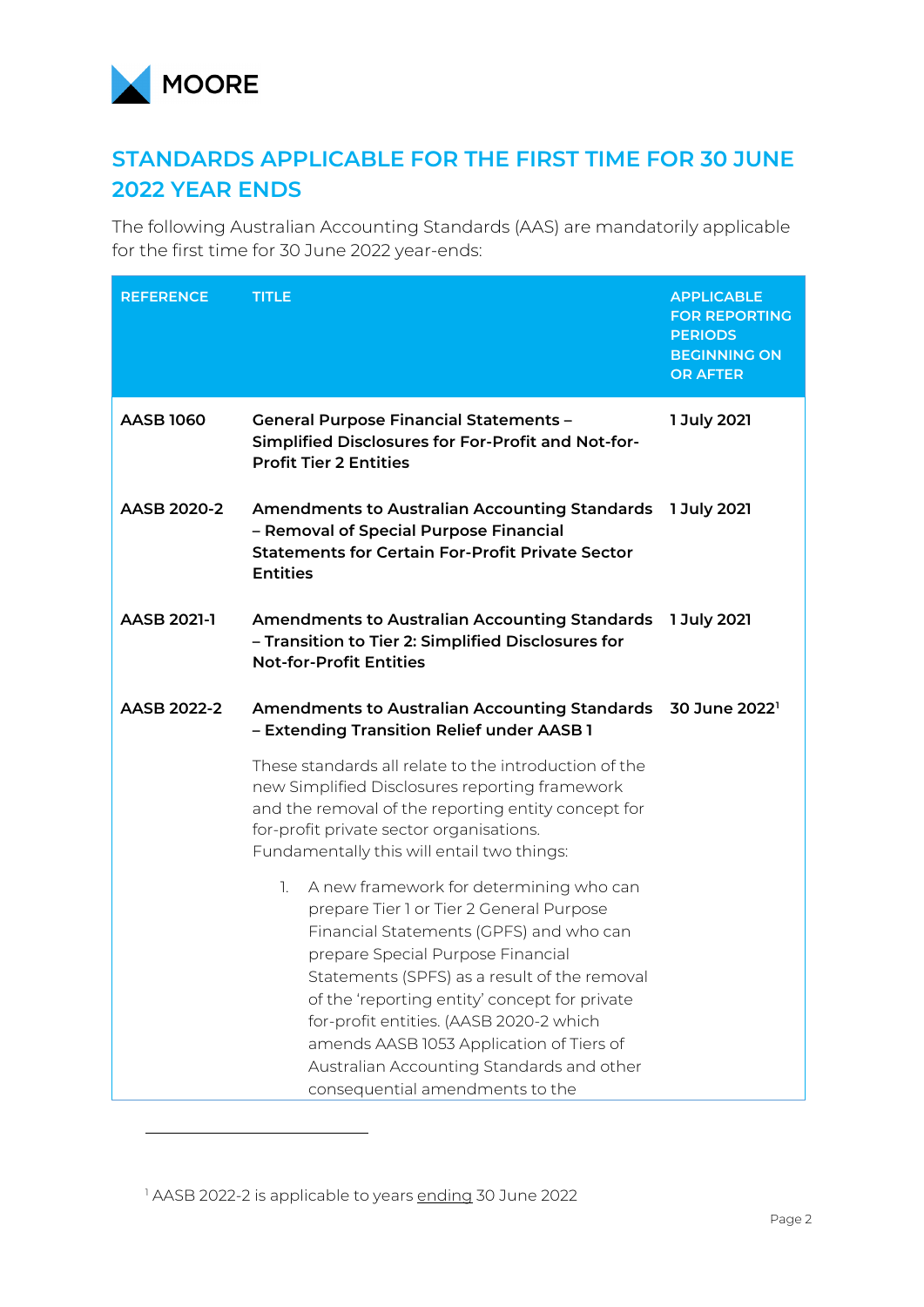## STANDARDS APPLICABLE FOR THE FIRST TIME FOR 30 JUNE 2022 YEAR ENDS

The following Australian Accounting Standards (AAS) are mandatorily applicable for the first time for 30 June 2022 year-ends:

| REFERENCE | TITLE | APPLICABLE FOR REPORTING PERIODS BEGINNING ON OR AFTER |
|---|---|---|
| **AASB 1060** | **General Purpose Financial Statements – Simplified Disclosures for For-Profit and Not-for-Profit Tier 2 Entities** | **1 July 2021** |
| **AASB 2020-2** | **Amendments to Australian Accounting Standards – Removal of Special Purpose Financial Statements for Certain For-Profit Private Sector Entities** | **1 July 2021** |
| **AASB 2021-1** | **Amendments to Australian Accounting Standards – Transition to Tier 2: Simplified Disclosures for Not-for-Profit Entities** | **1 July 2021** |
| **AASB 2022-2** | **Amendments to Australian Accounting Standards – Extending Transition Relief under AASB 1** | **30 June 2022**[1] |
| | These standards all relate to the introduction of the new Simplified Disclosures reporting framework and the removal of the reporting entity concept for for-profit private sector organisations. Fundamentally this will entail two things:<br><br>1. A new framework for determining who can prepare Tier 1 or Tier 2 General Purpose Financial Statements (GPFS) and who can prepare Special Purpose Financial Statements (SPFS) as a result of the removal of the 'reporting entity' concept for private for-profit entities. (AASB 2020-2 which amends AASB 1053 Application of Tiers of Australian Accounting Standards and other consequential amendments to the | |

[1] AASB 2022-2 is applicable to years ending 30 June 2022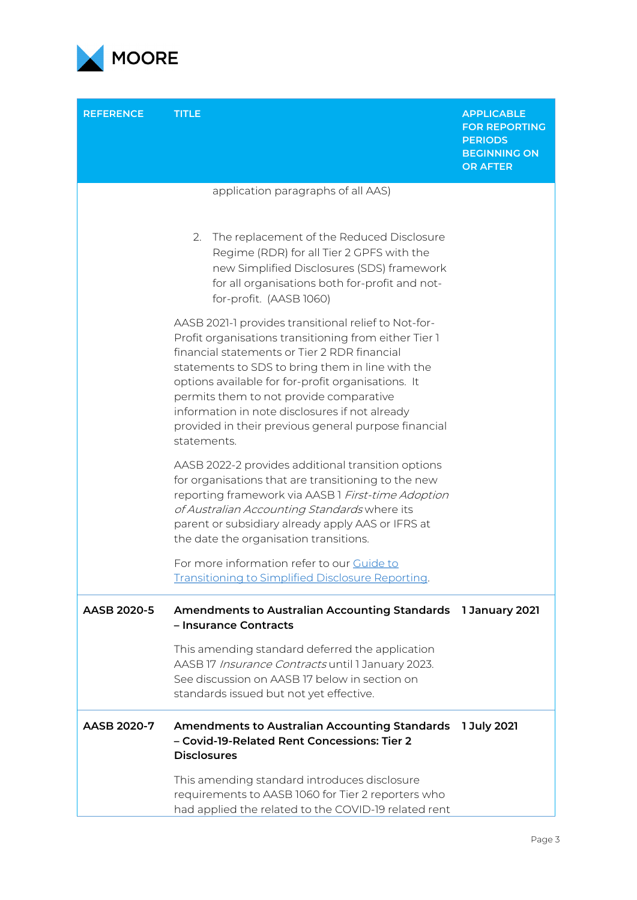| REFERENCE | TITLE | APPLICABLE FOR REPORTING PERIODS BEGINNING ON OR AFTER |
|---|---|---|
| | application paragraphs of all AAS)<br><br>2. The replacement of the Reduced Disclosure Regime (RDR) for all Tier 2 GPFS with the new Simplified Disclosures (SDS) framework for all organisations both for-profit and not-for-profit. (AASB 1060)<br><br>AASB 2021-1 provides transitional relief to Not-for-Profit organisations transitioning from either Tier 1 financial statements or Tier 2 RDR financial statements to SDS to bring them in line with the options available for for-profit organisations. It permits them to not provide comparative information in note disclosures if not already provided in their previous general purpose financial statements.<br><br>AASB 2022-2 provides additional transition options for organisations that are transitioning to the new reporting framework via AASB 1 *First-time Adoption of Australian Accounting Standards* where its parent or subsidiary already apply AAS or IFRS at the date the organisation transitions.<br><br>For more information refer to our Guide to Transitioning to Simplified Disclosure Reporting. | |
| **AASB 2020-5** | **Amendments to Australian Accounting Standards – Insurance Contracts**<br><br>This amending standard deferred the application AASB 17 *Insurance Contracts* until 1 January 2023. See discussion on AASB 17 below in section on standards issued but not yet effective. | **1 January 2021** |
| **AASB 2020-7** | **Amendments to Australian Accounting Standards – Covid-19-Related Rent Concessions: Tier 2 Disclosures**<br><br>This amending standard introduces disclosure requirements to AASB 1060 for Tier 2 reporters who had applied the related to the COVID-19 related rent | **1 July 2021** |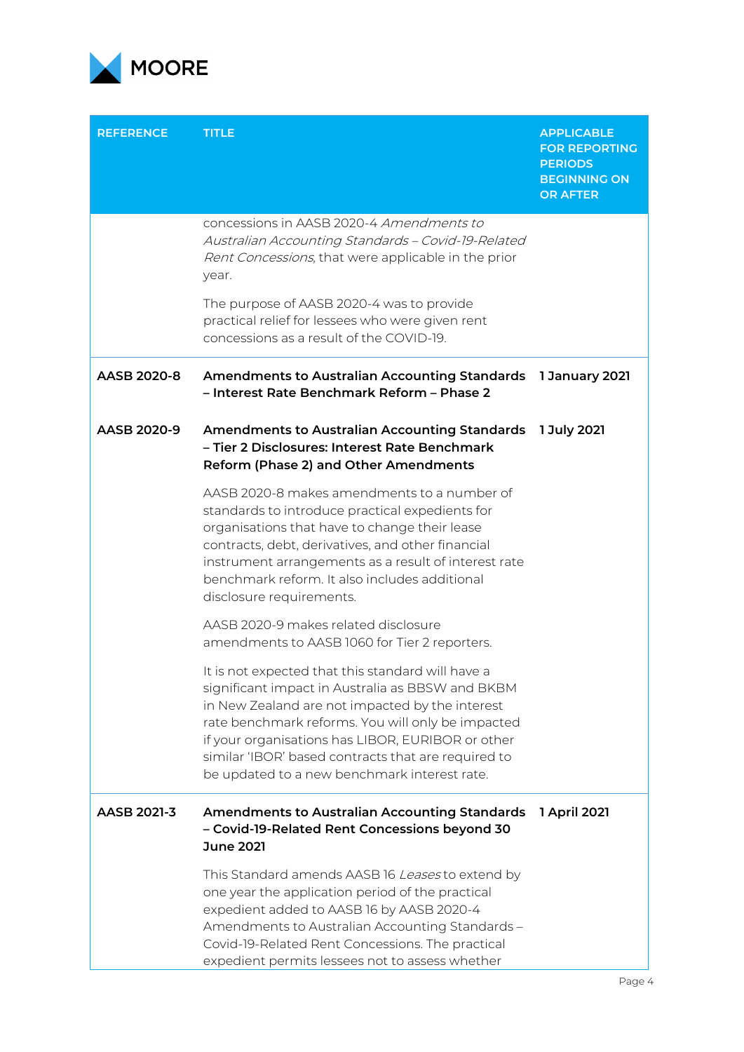| REFERENCE | TITLE | APPLICABLE FOR REPORTING PERIODS BEGINNING ON OR AFTER |
|---|---|---|
| | concessions in AASB 2020-4 *Amendments to Australian Accounting Standards – Covid-19-Related Rent Concessions*, that were applicable in the prior year.<br><br>The purpose of AASB 2020-4 was to provide practical relief for lessees who were given rent concessions as a result of the COVID-19. | |
| **AASB 2020-8** | **Amendments to Australian Accounting Standards – Interest Rate Benchmark Reform – Phase 2** | **1 January 2021** |
| **AASB 2020-9** | **Amendments to Australian Accounting Standards – Tier 2 Disclosures: Interest Rate Benchmark Reform (Phase 2) and Other Amendments**<br><br>AASB 2020-8 makes amendments to a number of standards to introduce practical expedients for organisations that have to change their lease contracts, debt, derivatives, and other financial instrument arrangements as a result of interest rate benchmark reform. It also includes additional disclosure requirements.<br><br>AASB 2020-9 makes related disclosure amendments to AASB 1060 for Tier 2 reporters.<br><br>It is not expected that this standard will have a significant impact in Australia as BBSW and BKBM in New Zealand are not impacted by the interest rate benchmark reforms. You will only be impacted if your organisations has LIBOR, EURIBOR or other similar 'IBOR' based contracts that are required to be updated to a new benchmark interest rate. | **1 July 2021** |
| **AASB 2021-3** | **Amendments to Australian Accounting Standards – Covid-19-Related Rent Concessions beyond 30 June 2021**<br><br>This Standard amends AASB 16 *Leases* to extend by one year the application period of the practical expedient added to AASB 16 by AASB 2020-4 Amendments to Australian Accounting Standards – Covid-19-Related Rent Concessions. The practical expedient permits lessees not to assess whether | **1 April 2021** |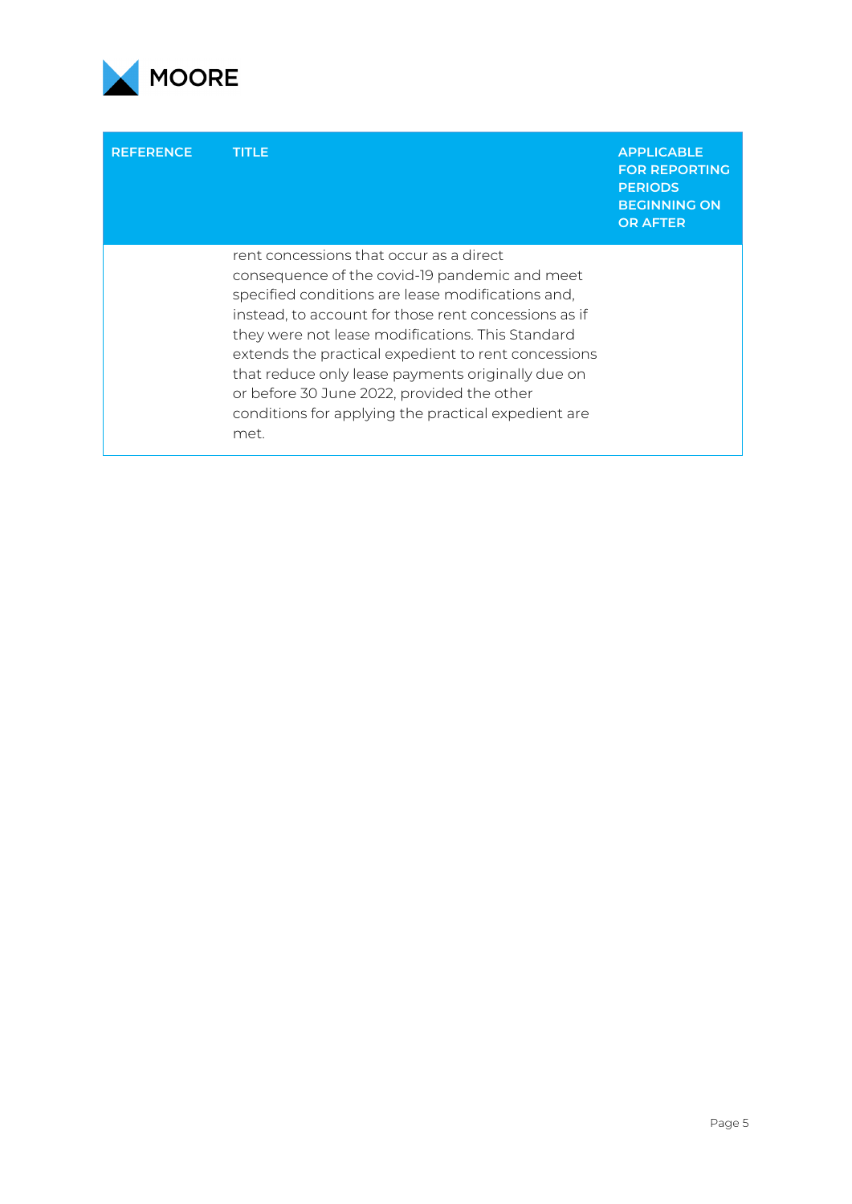| REFERENCE | TITLE | APPLICABLE FOR REPORTING PERIODS BEGINNING ON OR AFTER |
|---|---|---|
| | rent concessions that occur as a direct consequence of the covid-19 pandemic and meet specified conditions are lease modifications and, instead, to account for those rent concessions as if they were not lease modifications. This Standard extends the practical expedient to rent concessions that reduce only lease payments originally due on or before 30 June 2022, provided the other conditions for applying the practical expedient are met. | |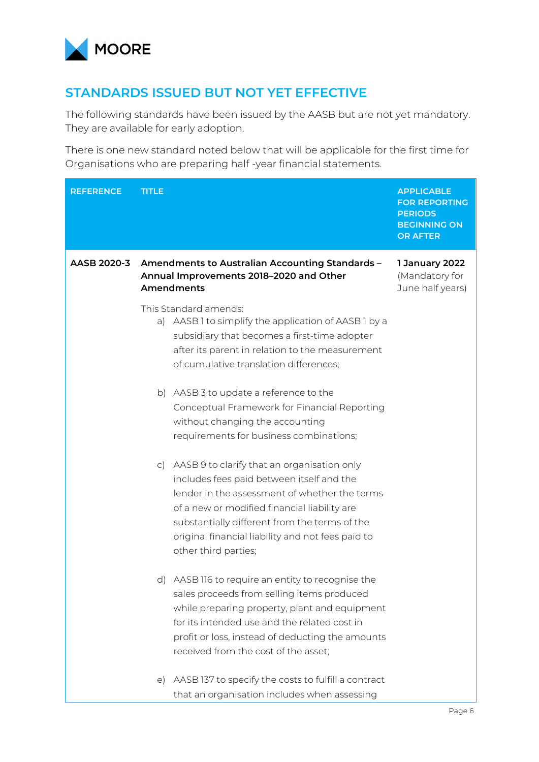## STANDARDS ISSUED BUT NOT YET EFFECTIVE

The following standards have been issued by the AASB but are not yet mandatory. They are available for early adoption.

There is one new standard noted below that will be applicable for the first time for Organisations who are preparing half -year financial statements.

| REFERENCE | TITLE | APPLICABLE FOR REPORTING PERIODS BEGINNING ON OR AFTER |
|---|---|---|
| **AASB 2020-3** | **Amendments to Australian Accounting Standards – Annual Improvements 2018–2020 and Other Amendments**<br><br>This Standard amends:<br>a) AASB 1 to simplify the application of AASB 1 by a subsidiary that becomes a first-time adopter after its parent in relation to the measurement of cumulative translation differences;<br><br>b) AASB 3 to update a reference to the Conceptual Framework for Financial Reporting without changing the accounting requirements for business combinations;<br><br>c) AASB 9 to clarify that an organisation only includes fees paid between itself and the lender in the assessment of whether the terms of a new or modified financial liability are substantially different from the terms of the original financial liability and not fees paid to other third parties;<br><br>d) AASB 116 to require an entity to recognise the sales proceeds from selling items produced while preparing property, plant and equipment for its intended use and the related cost in profit or loss, instead of deducting the amounts received from the cost of the asset;<br><br>e) AASB 137 to specify the costs to fulfill a contract that an organisation includes when assessing | **1 January 2022** (Mandatory for June half years) |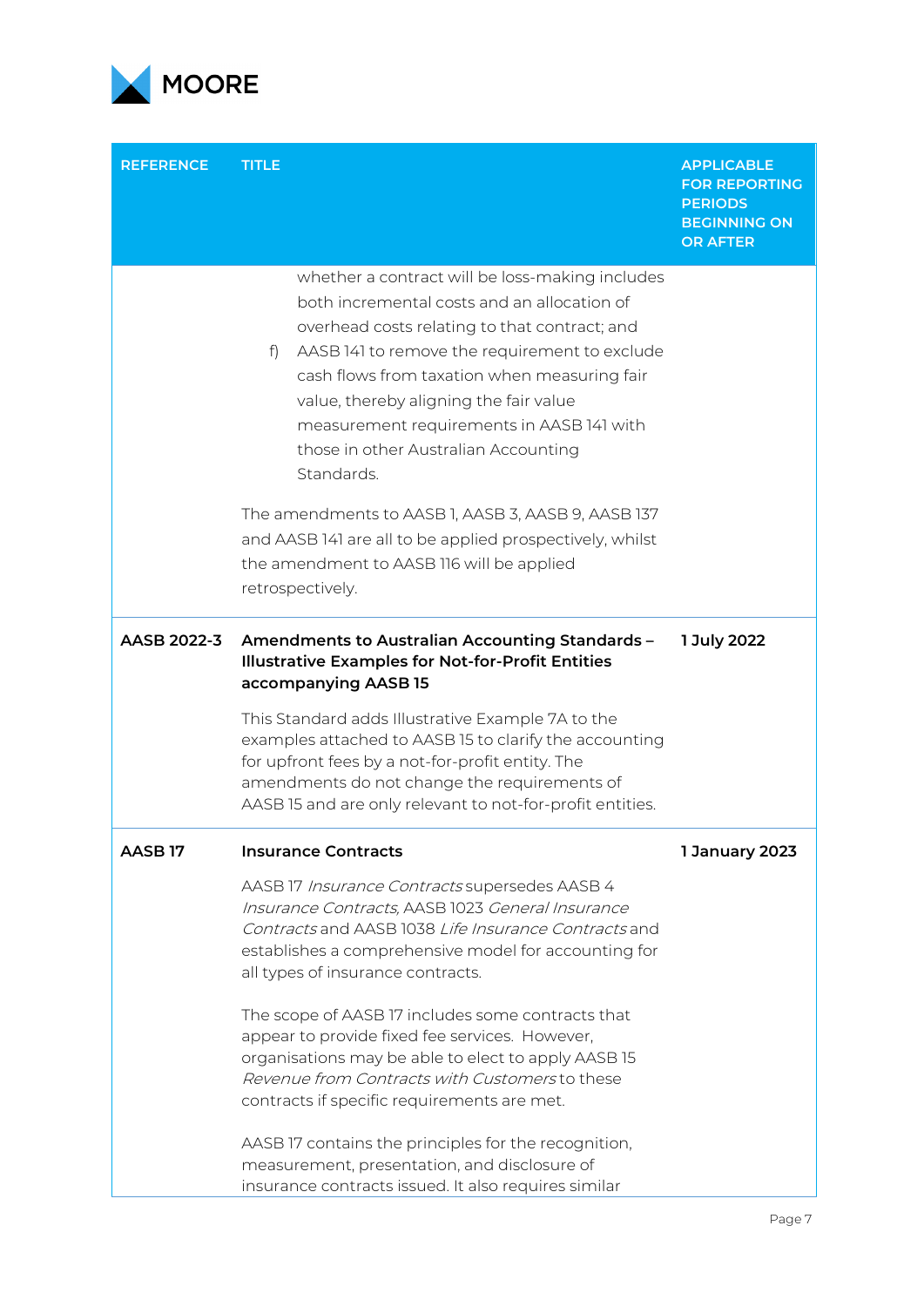| REFERENCE | TITLE | APPLICABLE FOR REPORTING PERIODS BEGINNING ON OR AFTER |
|---|---|---|
| | whether a contract will be loss-making includes both incremental costs and an allocation of overhead costs relating to that contract; and<br>f) AASB 141 to remove the requirement to exclude cash flows from taxation when measuring fair value, thereby aligning the fair value measurement requirements in AASB 141 with those in other Australian Accounting Standards.<br><br>The amendments to AASB 1, AASB 3, AASB 9, AASB 137 and AASB 141 are all to be applied prospectively, whilst the amendment to AASB 116 will be applied retrospectively. | |
| **AASB 2022-3** | **Amendments to Australian Accounting Standards – Illustrative Examples for Not-for-Profit Entities accompanying AASB 15**<br><br>This Standard adds Illustrative Example 7A to the examples attached to AASB 15 to clarify the accounting for upfront fees by a not-for-profit entity. The amendments do not change the requirements of AASB 15 and are only relevant to not-for-profit entities. | **1 July 2022** |
| **AASB 17** | **Insurance Contracts**<br><br>AASB 17 *Insurance Contracts* supersedes AASB 4 *Insurance Contracts*, AASB 1023 *General Insurance Contracts* and AASB 1038 *Life Insurance Contracts* and establishes a comprehensive model for accounting for all types of insurance contracts.<br><br>The scope of AASB 17 includes some contracts that appear to provide fixed fee services. However, organisations may be able to elect to apply AASB 15 *Revenue from Contracts with Customers* to these contracts if specific requirements are met.<br><br>AASB 17 contains the principles for the recognition, measurement, presentation, and disclosure of insurance contracts issued. It also requires similar | **1 January 2023** |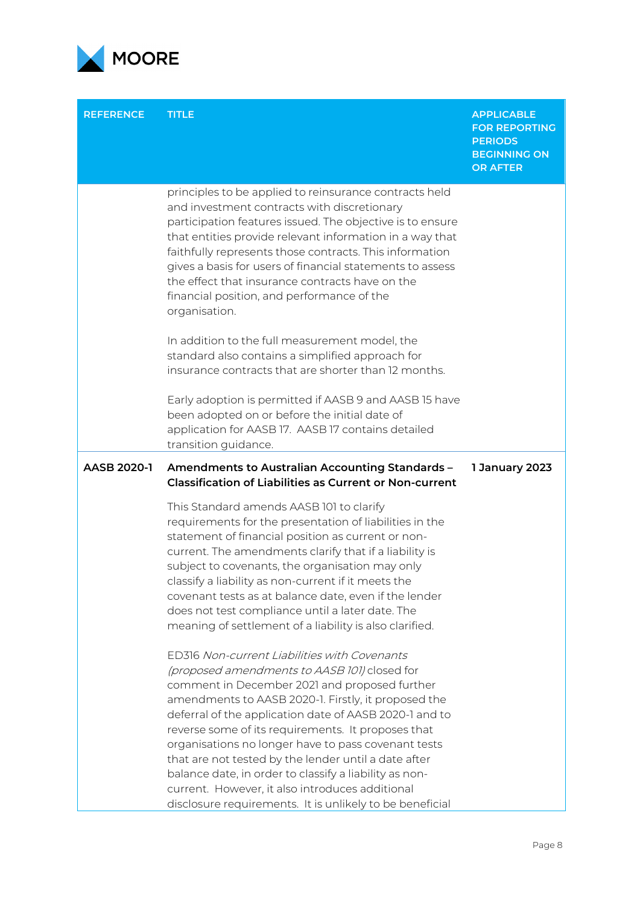| REFERENCE | TITLE | APPLICABLE FOR REPORTING PERIODS BEGINNING ON OR AFTER |
|---|---|---|
| | principles to be applied to reinsurance contracts held and investment contracts with discretionary participation features issued. The objective is to ensure that entities provide relevant information in a way that faithfully represents those contracts. This information gives a basis for users of financial statements to assess the effect that insurance contracts have on the financial position, and performance of the organisation.<br><br>In addition to the full measurement model, the standard also contains a simplified approach for insurance contracts that are shorter than 12 months.<br><br>Early adoption is permitted if AASB 9 and AASB 15 have been adopted on or before the initial date of application for AASB 17. AASB 17 contains detailed transition guidance. | |
| **AASB 2020-1** | **Amendments to Australian Accounting Standards – Classification of Liabilities as Current or Non-current**<br><br>This Standard amends AASB 101 to clarify requirements for the presentation of liabilities in the statement of financial position as current or non-current. The amendments clarify that if a liability is subject to covenants, the organisation may only classify a liability as non-current if it meets the covenant tests as at balance date, even if the lender does not test compliance until a later date. The meaning of settlement of a liability is also clarified.<br><br>ED316 *Non-current Liabilities with Covenants (proposed amendments to AASB 101)* closed for comment in December 2021 and proposed further amendments to AASB 2020-1. Firstly, it proposed the deferral of the application date of AASB 2020-1 and to reverse some of its requirements. It proposes that organisations no longer have to pass covenant tests that are not tested by the lender until a date after balance date, in order to classify a liability as non-current. However, it also introduces additional disclosure requirements. It is unlikely to be beneficial | **1 January 2023** |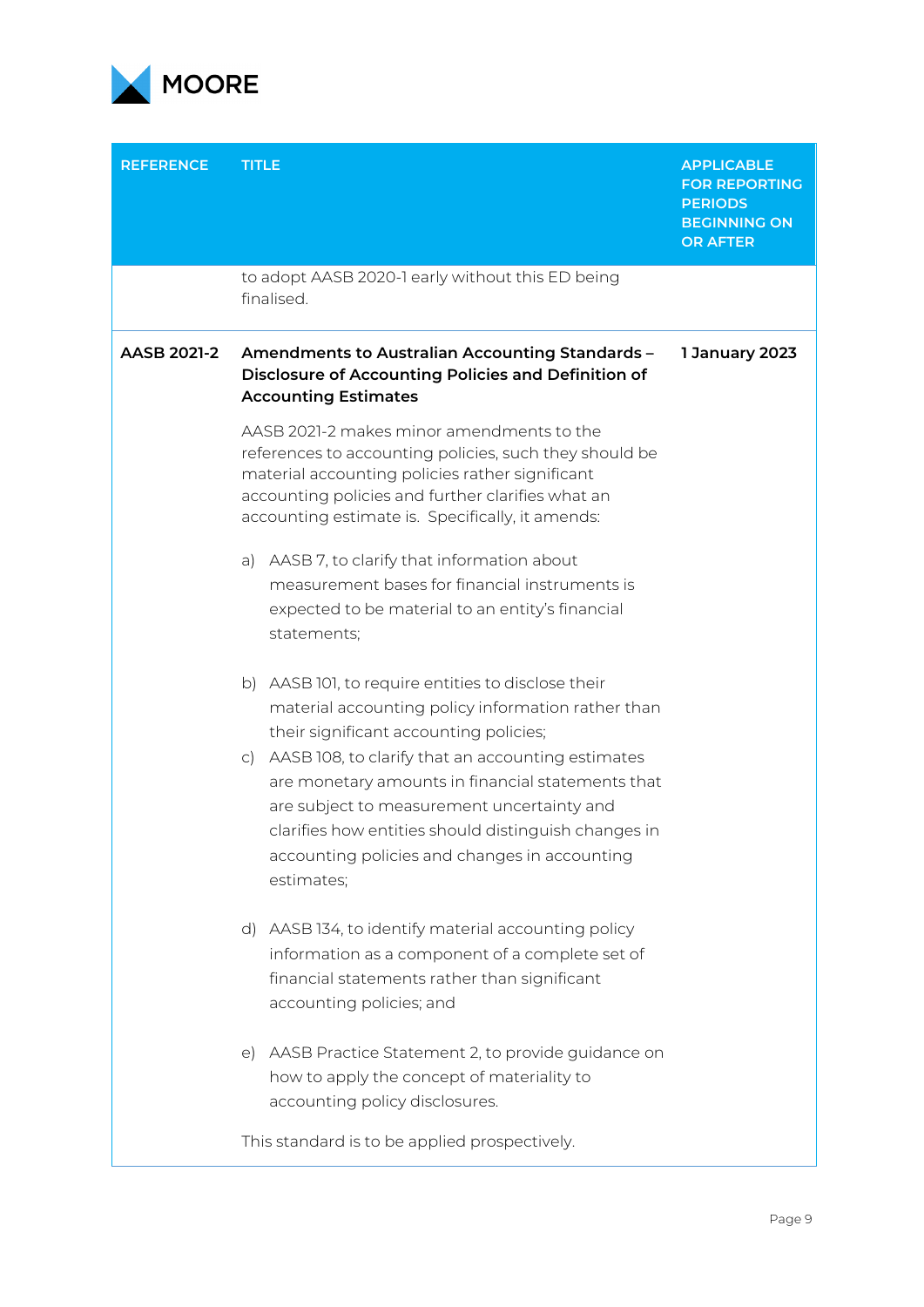| REFERENCE | TITLE | APPLICABLE FOR REPORTING PERIODS BEGINNING ON OR AFTER |
|---|---|---|
| | to adopt AASB 2020-1 early without this ED being finalised. | |
| **AASB 2021-2** | **Amendments to Australian Accounting Standards – Disclosure of Accounting Policies and Definition of Accounting Estimates**<br><br>AASB 2021-2 makes minor amendments to the references to accounting policies, such they should be material accounting policies rather significant accounting policies and further clarifies what an accounting estimate is. Specifically, it amends:<br><br>a) AASB 7, to clarify that information about measurement bases for financial instruments is expected to be material to an entity's financial statements;<br><br>b) AASB 101, to require entities to disclose their material accounting policy information rather than their significant accounting policies;<br>c) AASB 108, to clarify that an accounting estimates are monetary amounts in financial statements that are subject to measurement uncertainty and clarifies how entities should distinguish changes in accounting policies and changes in accounting estimates;<br><br>d) AASB 134, to identify material accounting policy information as a component of a complete set of financial statements rather than significant accounting policies; and<br><br>e) AASB Practice Statement 2, to provide guidance on how to apply the concept of materiality to accounting policy disclosures.<br><br>This standard is to be applied prospectively. | **1 January 2023** |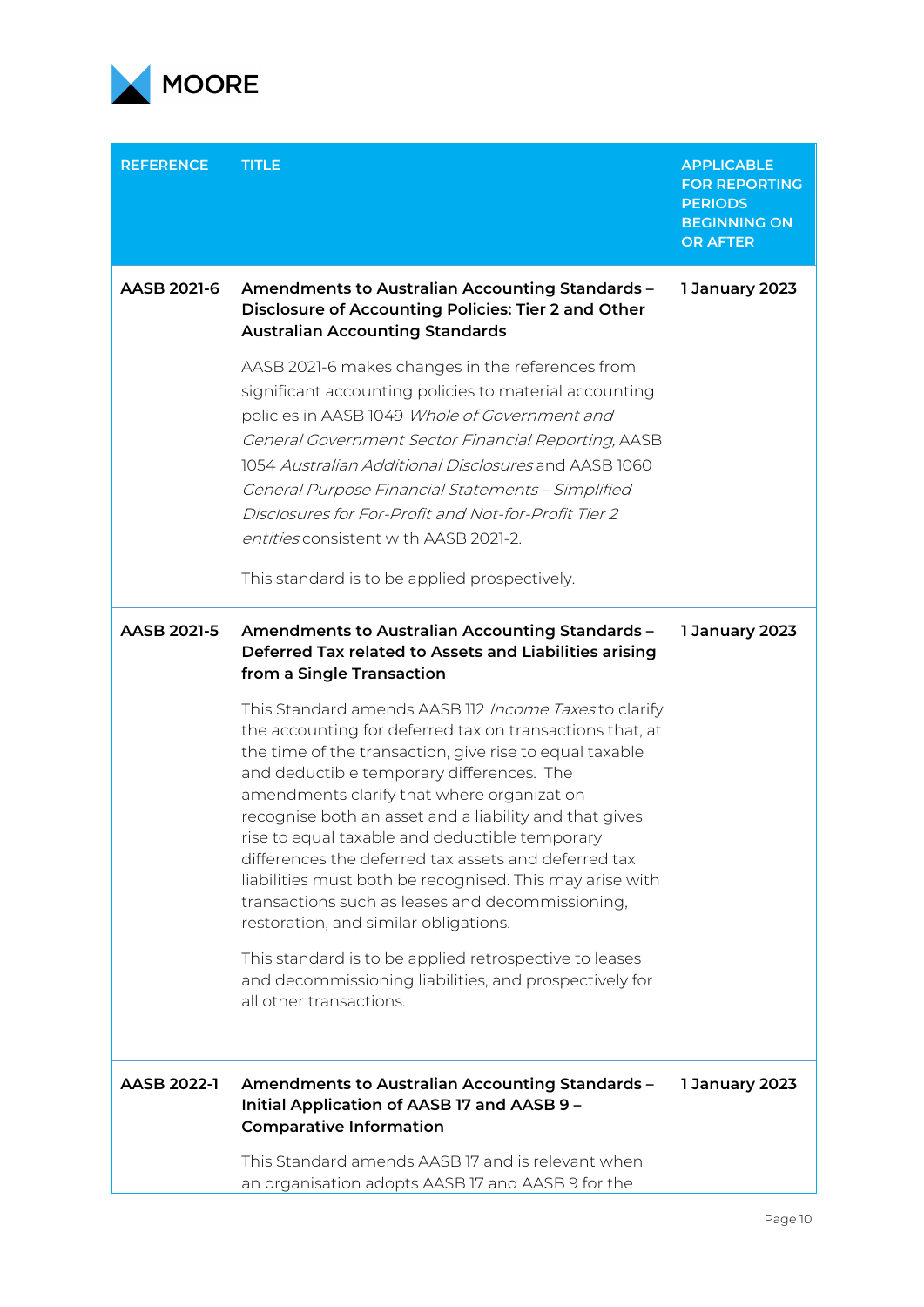| REFERENCE | TITLE | APPLICABLE FOR REPORTING PERIODS BEGINNING ON OR AFTER |
|---|---|---|
| **AASB 2021-6** | **Amendments to Australian Accounting Standards – Disclosure of Accounting Policies: Tier 2 and Other Australian Accounting Standards**<br><br>AASB 2021-6 makes changes in the references from significant accounting policies to material accounting policies in AASB 1049 *Whole of Government and General Government Sector Financial Reporting*, AASB 1054 *Australian Additional Disclosures* and AASB 1060 *General Purpose Financial Statements – Simplified Disclosures for For-Profit and Not-for-Profit Tier 2 entities* consistent with AASB 2021-2.<br><br>This standard is to be applied prospectively. | **1 January 2023** |
| **AASB 2021-5** | **Amendments to Australian Accounting Standards – Deferred Tax related to Assets and Liabilities arising from a Single Transaction**<br><br>This Standard amends AASB 112 *Income Taxes* to clarify the accounting for deferred tax on transactions that, at the time of the transaction, give rise to equal taxable and deductible temporary differences. The amendments clarify that where organization recognise both an asset and a liability and that gives rise to equal taxable and deductible temporary differences the deferred tax assets and deferred tax liabilities must both be recognised. This may arise with transactions such as leases and decommissioning, restoration, and similar obligations.<br><br>This standard is to be applied retrospective to leases and decommissioning liabilities, and prospectively for all other transactions. | **1 January 2023** |
| **AASB 2022-1** | **Amendments to Australian Accounting Standards – Initial Application of AASB 17 and AASB 9 – Comparative Information**<br><br>This Standard amends AASB 17 and is relevant when an organisation adopts AASB 17 and AASB 9 for the | **1 January 2023** |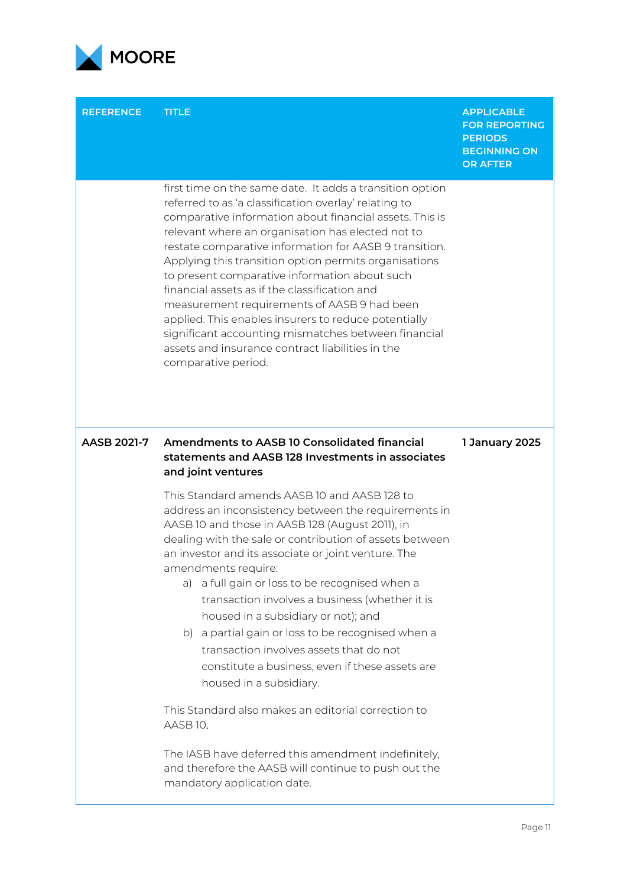| REFERENCE | TITLE | APPLICABLE FOR REPORTING PERIODS BEGINNING ON OR AFTER |
|---|---|---|
| | first time on the same date. It adds a transition option referred to as 'a classification overlay' relating to comparative information about financial assets. This is relevant where an organisation has elected not to restate comparative information for AASB 9 transition. Applying this transition option permits organisations to present comparative information about such financial assets as if the classification and measurement requirements of AASB 9 had been applied. This enables insurers to reduce potentially significant accounting mismatches between financial assets and insurance contract liabilities in the comparative period. | |
| **AASB 2021-7** | **Amendments to AASB 10 Consolidated financial statements and AASB 128 Investments in associates and joint ventures**<br><br>This Standard amends AASB 10 and AASB 128 to address an inconsistency between the requirements in AASB 10 and those in AASB 128 (August 2011), in dealing with the sale or contribution of assets between an investor and its associate or joint venture. The amendments require:<br>a) a full gain or loss to be recognised when a transaction involves a business (whether it is housed in a subsidiary or not); and<br>b) a partial gain or loss to be recognised when a transaction involves assets that do not constitute a business, even if these assets are housed in a subsidiary.<br><br>This Standard also makes an editorial correction to AASB 10.<br><br>The IASB have deferred this amendment indefinitely, and therefore the AASB will continue to push out the mandatory application date. | **1 January 2025** |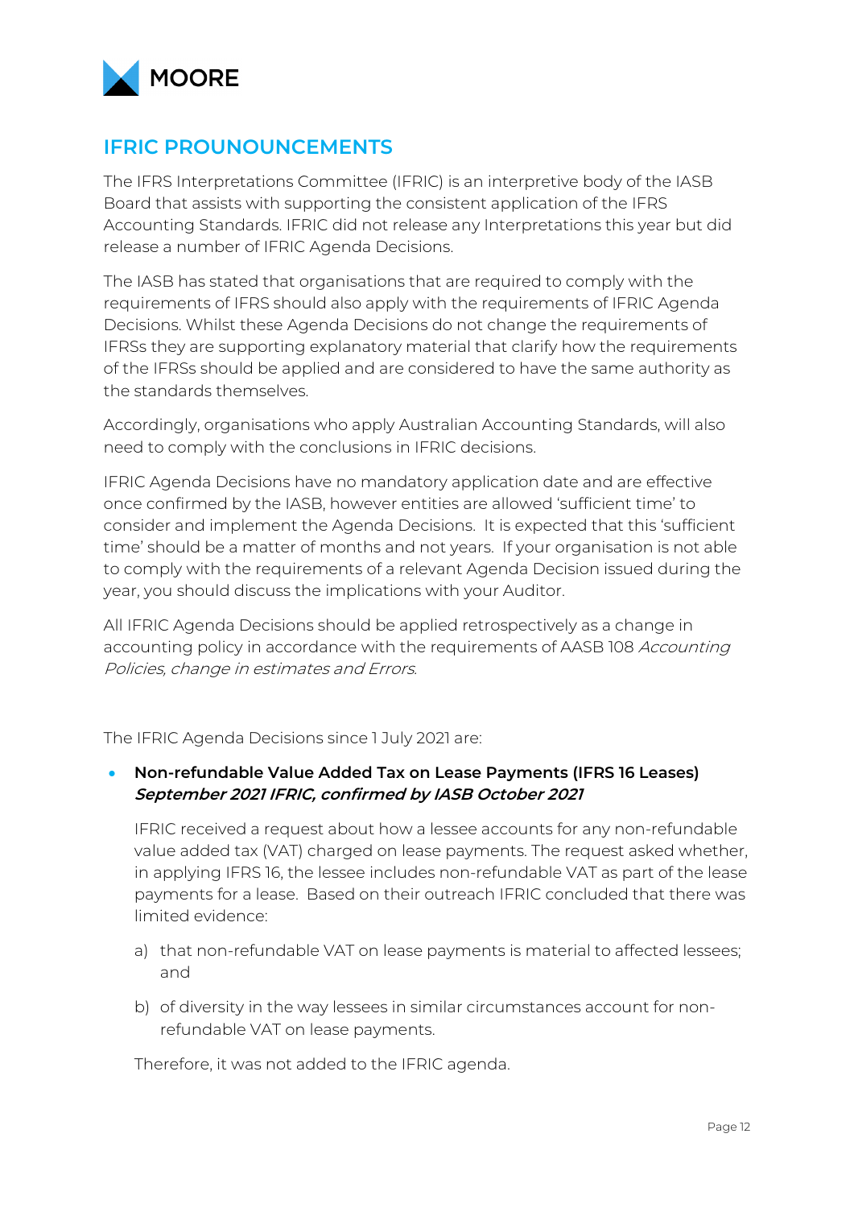## IFRIC PROUNOUNCEMENTS

The IFRS Interpretations Committee (IFRIC) is an interpretive body of the IASB Board that assists with supporting the consistent application of the IFRS Accounting Standards. IFRIC did not release any Interpretations this year but did release a number of IFRIC Agenda Decisions.

The IASB has stated that organisations that are required to comply with the requirements of IFRS should also apply with the requirements of IFRIC Agenda Decisions. Whilst these Agenda Decisions do not change the requirements of IFRSs they are supporting explanatory material that clarify how the requirements of the IFRSs should be applied and are considered to have the same authority as the standards themselves.

Accordingly, organisations who apply Australian Accounting Standards, will also need to comply with the conclusions in IFRIC decisions.

IFRIC Agenda Decisions have no mandatory application date and are effective once confirmed by the IASB, however entities are allowed 'sufficient time' to consider and implement the Agenda Decisions. It is expected that this 'sufficient time' should be a matter of months and not years. If your organisation is not able to comply with the requirements of a relevant Agenda Decision issued during the year, you should discuss the implications with your Auditor.

All IFRIC Agenda Decisions should be applied retrospectively as a change in accounting policy in accordance with the requirements of AASB 108 *Accounting Policies, change in estimates and Errors*.

The IFRIC Agenda Decisions since 1 July 2021 are:

- **Non-refundable Value Added Tax on Lease Payments (IFRS 16 Leases)** ***September 2021 IFRIC, confirmed by IASB October 2021***

  IFRIC received a request about how a lessee accounts for any non-refundable value added tax (VAT) charged on lease payments. The request asked whether, in applying IFRS 16, the lessee includes non-refundable VAT as part of the lease payments for a lease. Based on their outreach IFRIC concluded that there was limited evidence:

  a) that non-refundable VAT on lease payments is material to affected lessees; and

  b) of diversity in the way lessees in similar circumstances account for non-refundable VAT on lease payments.

  Therefore, it was not added to the IFRIC agenda.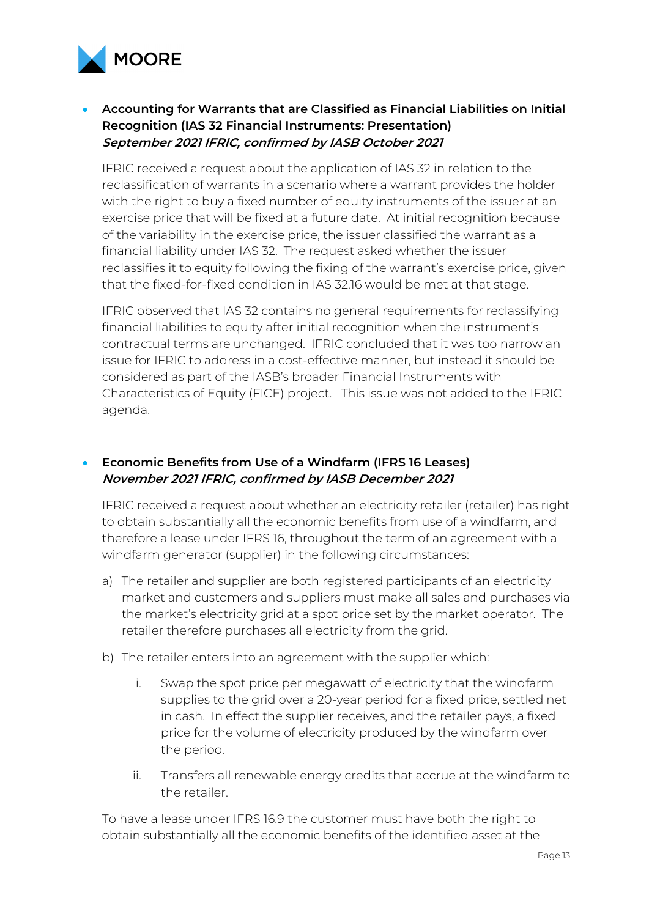- **Accounting for Warrants that are Classified as Financial Liabilities on Initial Recognition (IAS 32 Financial Instruments: Presentation)**
  ***September 2021 IFRIC, confirmed by IASB October 2021***

  IFRIC received a request about the application of IAS 32 in relation to the reclassification of warrants in a scenario where a warrant provides the holder with the right to buy a fixed number of equity instruments of the issuer at an exercise price that will be fixed at a future date. At initial recognition because of the variability in the exercise price, the issuer classified the warrant as a financial liability under IAS 32. The request asked whether the issuer reclassifies it to equity following the fixing of the warrant's exercise price, given that the fixed-for-fixed condition in IAS 32.16 would be met at that stage.

  IFRIC observed that IAS 32 contains no general requirements for reclassifying financial liabilities to equity after initial recognition when the instrument's contractual terms are unchanged. IFRIC concluded that it was too narrow an issue for IFRIC to address in a cost-effective manner, but instead it should be considered as part of the IASB's broader Financial Instruments with Characteristics of Equity (FICE) project. This issue was not added to the IFRIC agenda.

- **Economic Benefits from Use of a Windfarm (IFRS 16 Leases)**
  ***November 2021 IFRIC, confirmed by IASB December 2021***

  IFRIC received a request about whether an electricity retailer (retailer) has right to obtain substantially all the economic benefits from use of a windfarm, and therefore a lease under IFRS 16, throughout the term of an agreement with a windfarm generator (supplier) in the following circumstances:

  a) The retailer and supplier are both registered participants of an electricity market and customers and suppliers must make all sales and purchases via the market's electricity grid at a spot price set by the market operator. The retailer therefore purchases all electricity from the grid.

  b) The retailer enters into an agreement with the supplier which:

     i. Swap the spot price per megawatt of electricity that the windfarm supplies to the grid over a 20-year period for a fixed price, settled net in cash. In effect the supplier receives, and the retailer pays, a fixed price for the volume of electricity produced by the windfarm over the period.

     ii. Transfers all renewable energy credits that accrue at the windfarm to the retailer.

  To have a lease under IFRS 16.9 the customer must have both the right to obtain substantially all the economic benefits of the identified asset at the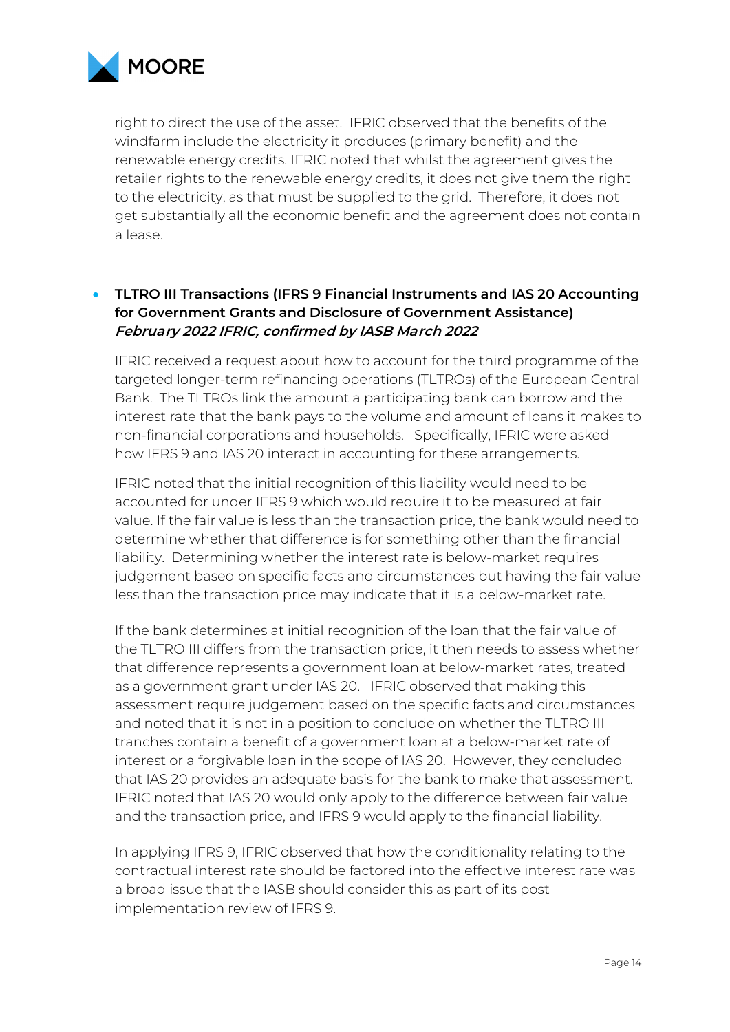right to direct the use of the asset. IFRIC observed that the benefits of the windfarm include the electricity it produces (primary benefit) and the renewable energy credits. IFRIC noted that whilst the agreement gives the retailer rights to the renewable energy credits, it does not give them the right to the electricity, as that must be supplied to the grid. Therefore, it does not get substantially all the economic benefit and the agreement does not contain a lease.

- **TLTRO III Transactions (IFRS 9 Financial Instruments and IAS 20 Accounting for Government Grants and Disclosure of Government Assistance)**
  ***February 2022 IFRIC, confirmed by IASB March 2022***

  IFRIC received a request about how to account for the third programme of the targeted longer-term refinancing operations (TLTROs) of the European Central Bank. The TLTROs link the amount a participating bank can borrow and the interest rate that the bank pays to the volume and amount of loans it makes to non-financial corporations and households. Specifically, IFRIC were asked how IFRS 9 and IAS 20 interact in accounting for these arrangements.

  IFRIC noted that the initial recognition of this liability would need to be accounted for under IFRS 9 which would require it to be measured at fair value. If the fair value is less than the transaction price, the bank would need to determine whether that difference is for something other than the financial liability. Determining whether the interest rate is below-market requires judgement based on specific facts and circumstances but having the fair value less than the transaction price may indicate that it is a below-market rate.

  If the bank determines at initial recognition of the loan that the fair value of the TLTRO III differs from the transaction price, it then needs to assess whether that difference represents a government loan at below-market rates, treated as a government grant under IAS 20. IFRIC observed that making this assessment require judgement based on the specific facts and circumstances and noted that it is not in a position to conclude on whether the TLTRO III tranches contain a benefit of a government loan at a below-market rate of interest or a forgivable loan in the scope of IAS 20. However, they concluded that IAS 20 provides an adequate basis for the bank to make that assessment. IFRIC noted that IAS 20 would only apply to the difference between fair value and the transaction price, and IFRS 9 would apply to the financial liability.

  In applying IFRS 9, IFRIC observed that how the conditionality relating to the contractual interest rate should be factored into the effective interest rate was a broad issue that the IASB should consider this as part of its post implementation review of IFRS 9.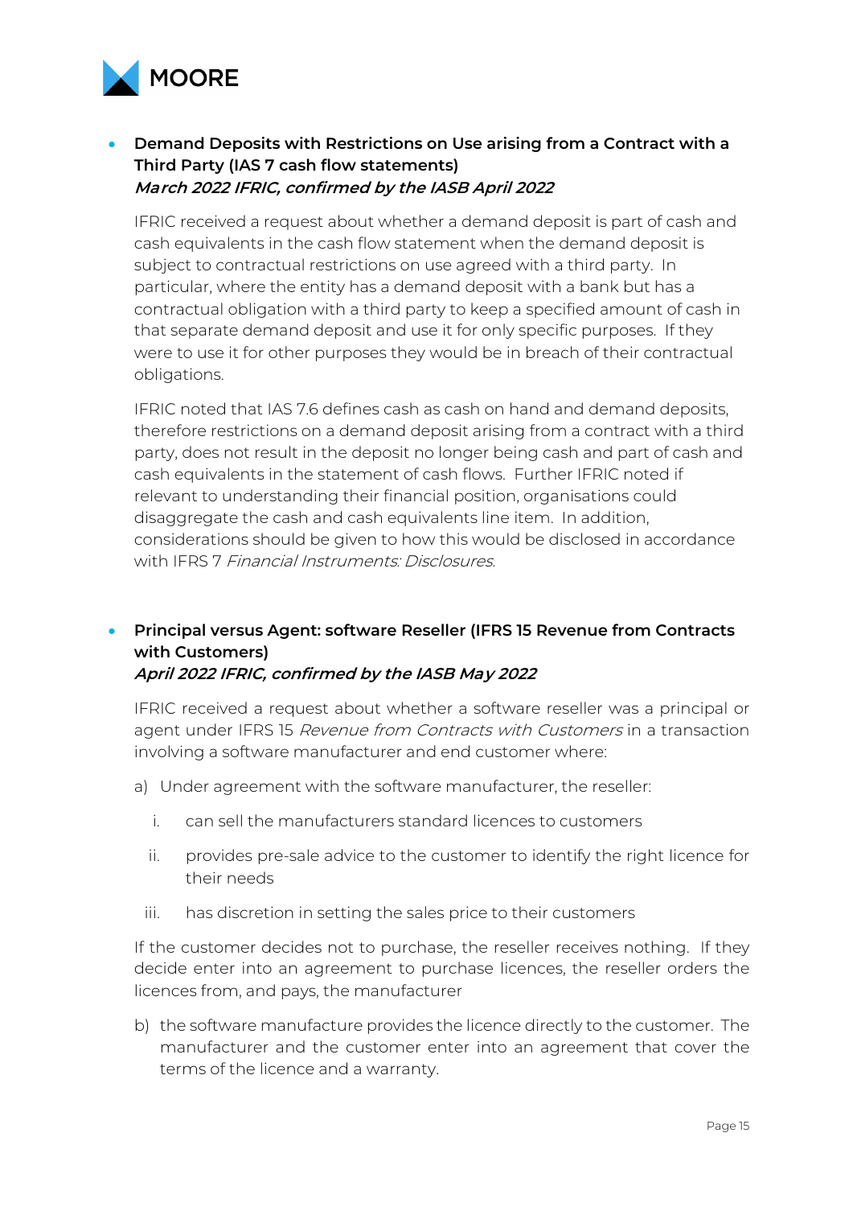- **Demand Deposits with Restrictions on Use arising from a Contract with a Third Party (IAS 7 cash flow statements)**
  ***March 2022 IFRIC, confirmed by the IASB April 2022***

  IFRIC received a request about whether a demand deposit is part of cash and cash equivalents in the cash flow statement when the demand deposit is subject to contractual restrictions on use agreed with a third party. In particular, where the entity has a demand deposit with a bank but has a contractual obligation with a third party to keep a specified amount of cash in that separate demand deposit and use it for only specific purposes. If they were to use it for other purposes they would be in breach of their contractual obligations.

  IFRIC noted that IAS 7.6 defines cash as cash on hand and demand deposits, therefore restrictions on a demand deposit arising from a contract with a third party, does not result in the deposit no longer being cash and part of cash and cash equivalents in the statement of cash flows. Further IFRIC noted if relevant to understanding their financial position, organisations could disaggregate the cash and cash equivalents line item. In addition, considerations should be given to how this would be disclosed in accordance with IFRS 7 *Financial Instruments: Disclosures*.

- **Principal versus Agent: software Reseller (IFRS 15 Revenue from Contracts with Customers)**
  ***April 2022 IFRIC, confirmed by the IASB May 2022***

  IFRIC received a request about whether a software reseller was a principal or agent under IFRS 15 *Revenue from Contracts with Customers* in a transaction involving a software manufacturer and end customer where:

  a) Under agreement with the software manufacturer, the reseller:

     i. can sell the manufacturers standard licences to customers

     ii. provides pre-sale advice to the customer to identify the right licence for their needs

     iii. has discretion in setting the sales price to their customers

  If the customer decides not to purchase, the reseller receives nothing. If they decide enter into an agreement to purchase licences, the reseller orders the licences from, and pays, the manufacturer

  b) the software manufacture provides the licence directly to the customer. The manufacturer and the customer enter into an agreement that cover the terms of the licence and a warranty.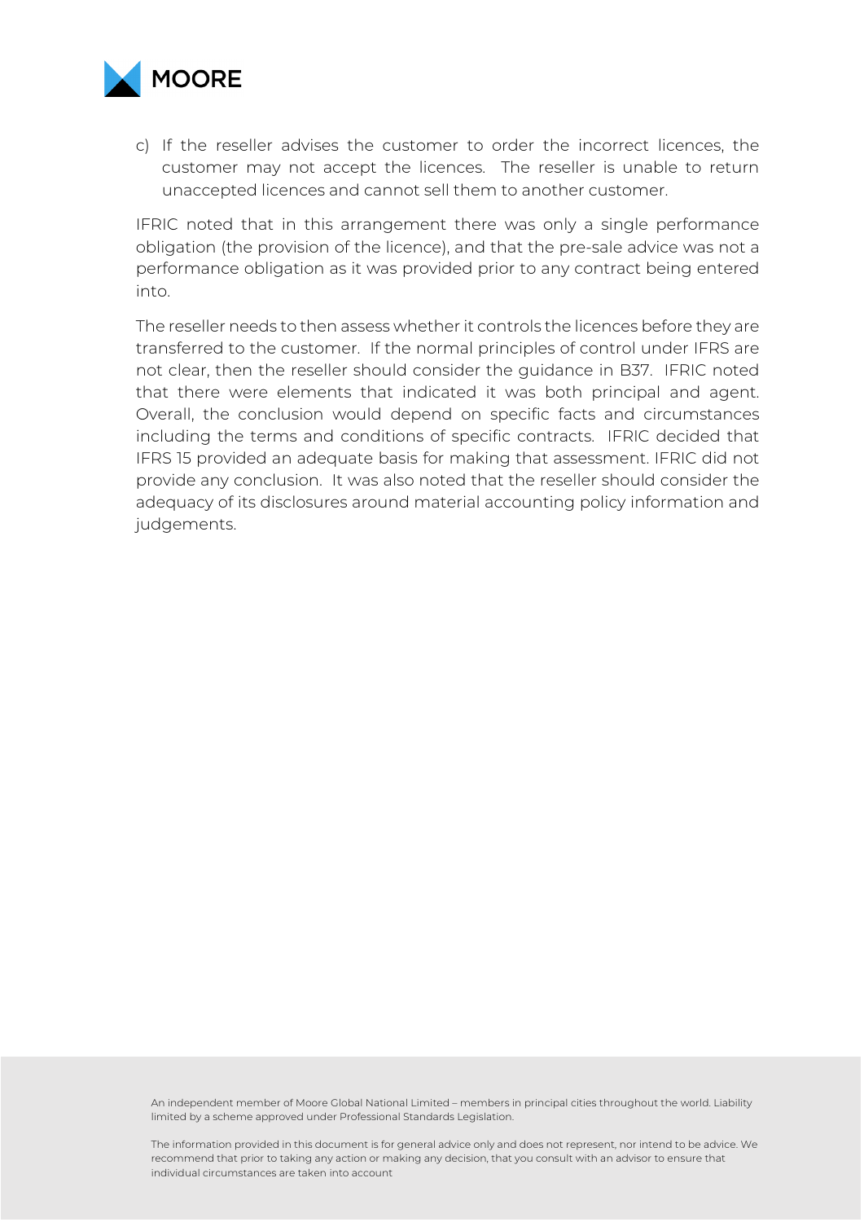c) If the reseller advises the customer to order the incorrect licences, the customer may not accept the licences. The reseller is unable to return unaccepted licences and cannot sell them to another customer.

IFRIC noted that in this arrangement there was only a single performance obligation (the provision of the licence), and that the pre-sale advice was not a performance obligation as it was provided prior to any contract being entered into.

The reseller needs to then assess whether it controls the licences before they are transferred to the customer. If the normal principles of control under IFRS are not clear, then the reseller should consider the guidance in B37. IFRIC noted that there were elements that indicated it was both principal and agent. Overall, the conclusion would depend on specific facts and circumstances including the terms and conditions of specific contracts. IFRIC decided that IFRS 15 provided an adequate basis for making that assessment. IFRIC did not provide any conclusion. It was also noted that the reseller should consider the adequacy of its disclosures around material accounting policy information and judgements.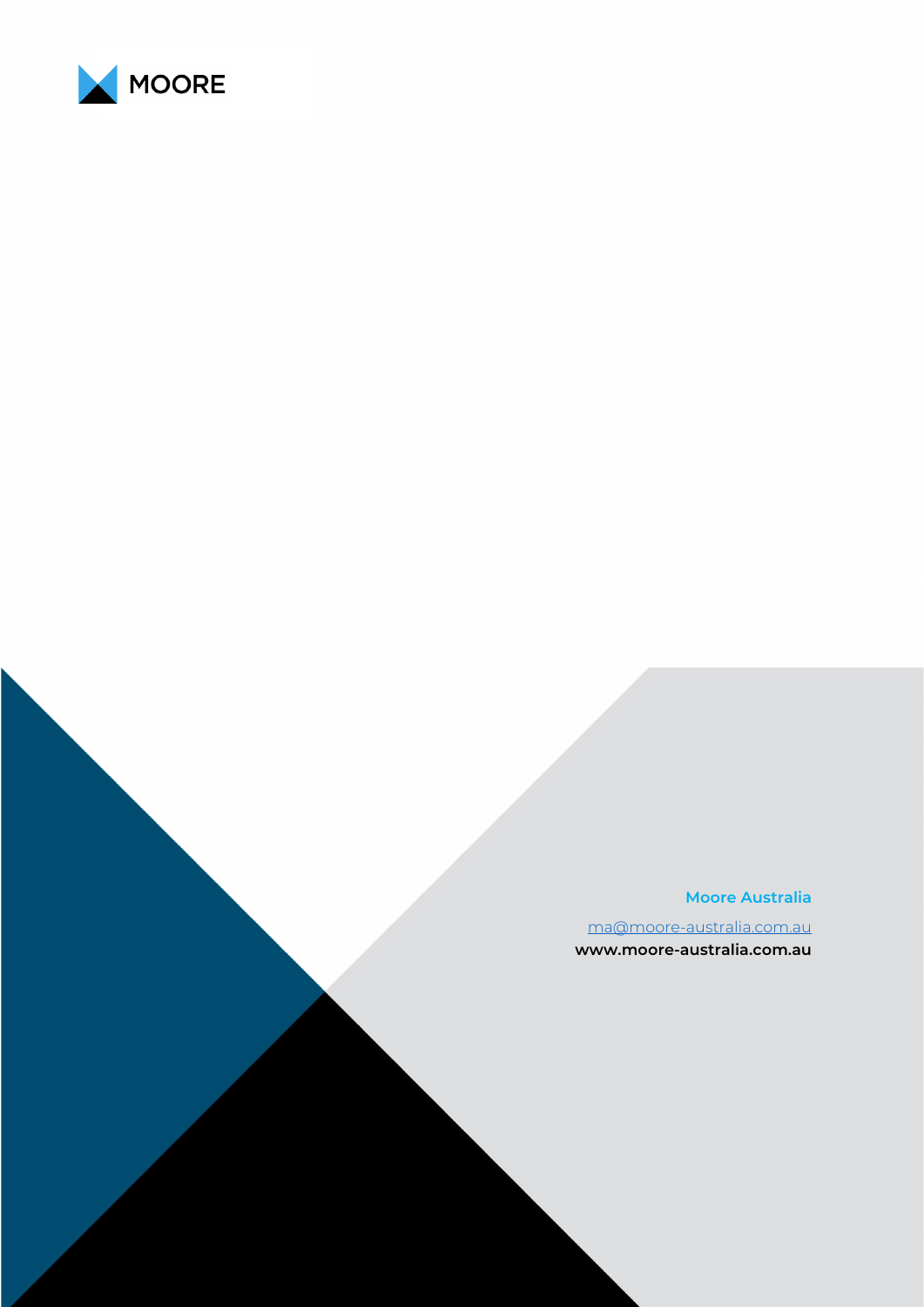MOORE

**Moore Australia**

ma@moore-australia.com.au

**www.moore-australia.com.au**